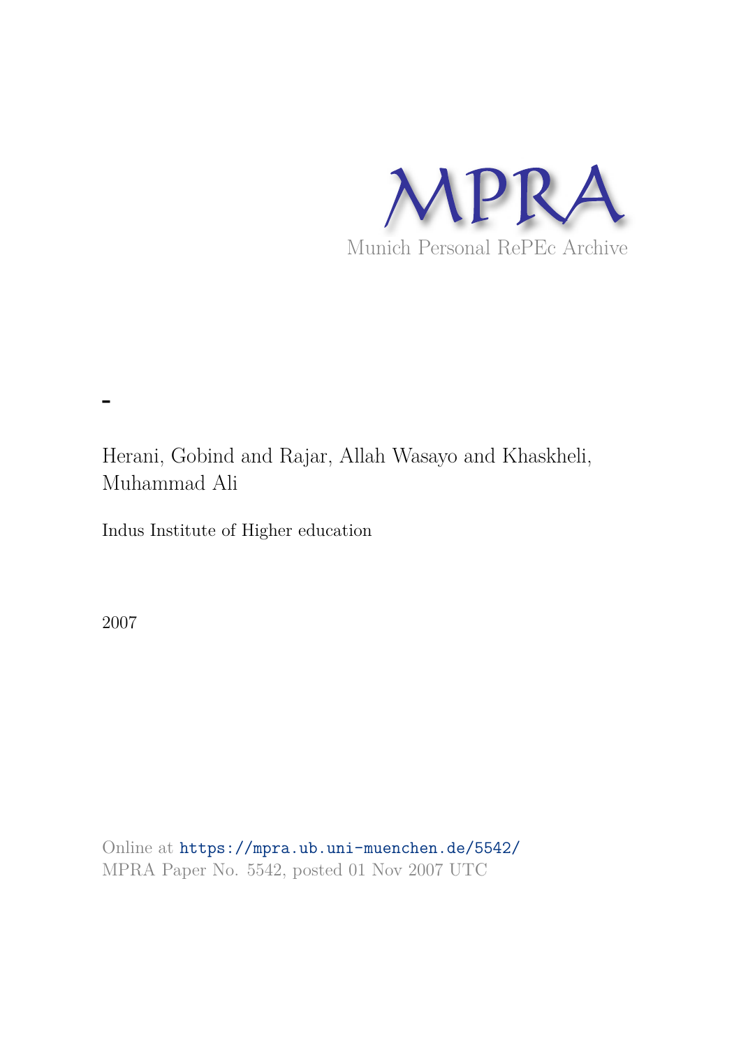MPRA

Munich Personal RePEc Archive

-

Herani, Gobind and Rajar, Allah Wasayo and Khaskheli, Muhammad Ali

Indus Institute of Higher education

2007

Online at https://mpra.ub.uni-muenchen.de/5542/

MPRA Paper No. 5542, posted 01 Nov 2007 UTC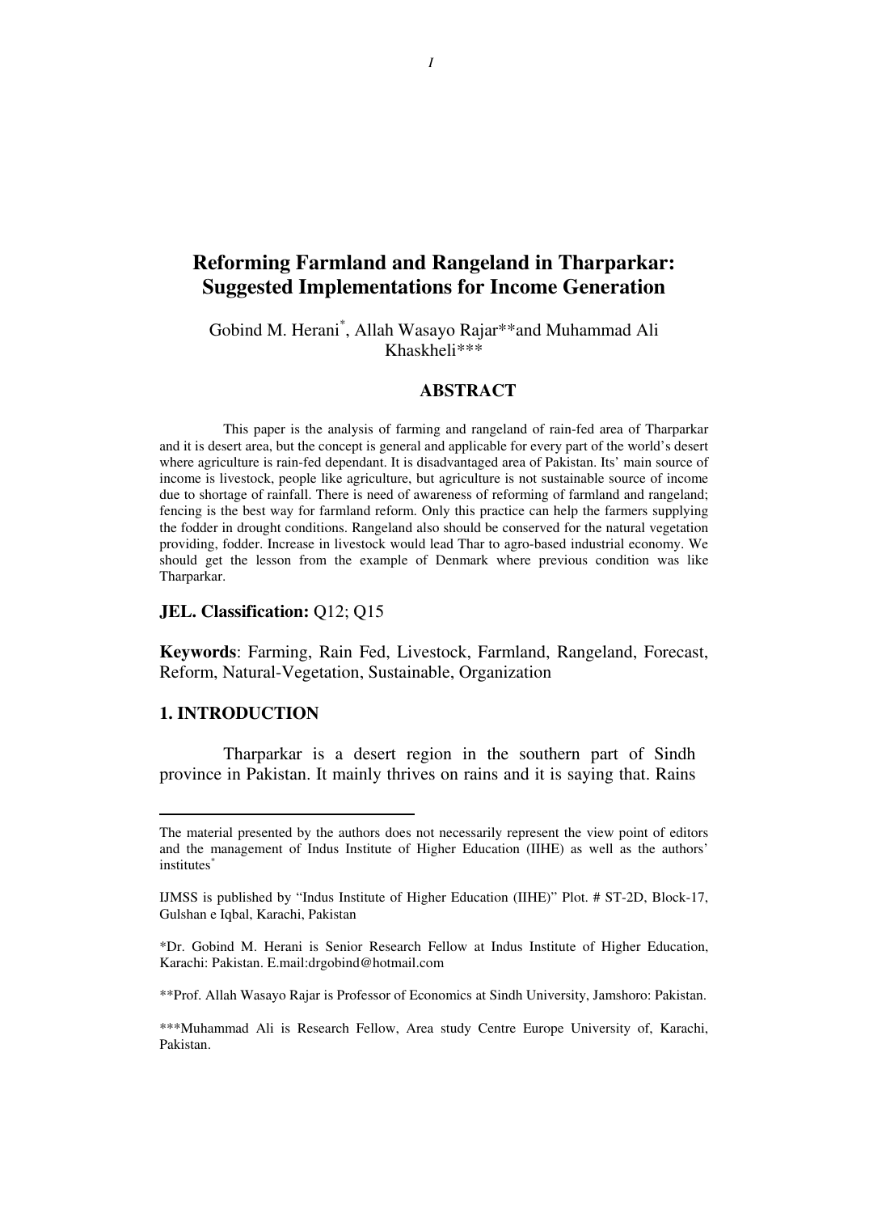# Reforming Farmland and Rangeland in Tharparkar: Suggested Implementations for Income Generation

Gobind M. Herani*, Allah Wasayo Rajar** and Muhammad Ali Khaskheli***

## ABSTRACT

This paper is the analysis of farming and rangeland of rain-fed area of Tharparkar and it is desert area, but the concept is general and applicable for every part of the world's desert where agriculture is rain-fed dependant. It is disadvantaged area of Pakistan. Its' main source of income is livestock, people like agriculture, but agriculture is not sustainable source of income due to shortage of rainfall. There is need of awareness of reforming of farmland and rangeland; fencing is the best way for farmland reform. Only this practice can help the farmers supplying the fodder in drought conditions. Rangeland also should be conserved for the natural vegetation providing, fodder. Increase in livestock would lead Thar to agro-based industrial economy. We should get the lesson from the example of Denmark where previous condition was like Tharparkar.

**JEL. Classification:** Q12; Q15

**Keywords**: Farming, Rain Fed, Livestock, Farmland, Rangeland, Forecast, Reform, Natural-Vegetation, Sustainable, Organization

## 1. INTRODUCTION

Tharparkar is a desert region in the southern part of Sindh province in Pakistan. It mainly thrives on rains and it is saying that. Rains

---

The material presented by the authors does not necessarily represent the view point of editors and the management of Indus Institute of Higher Education (IIHE) as well as the authors' institutes*

IJMSS is published by "Indus Institute of Higher Education (IIHE)" Plot. # ST-2D, Block-17, Gulshan e Iqbal, Karachi, Pakistan

*Dr. Gobind M. Herani is Senior Research Fellow at Indus Institute of Higher Education, Karachi: Pakistan. E.mail:drgobind@hotmail.com

**Prof. Allah Wasayo Rajar is Professor of Economics at Sindh University, Jamshoro: Pakistan.

***Muhammad Ali is Research Fellow, Area study Centre Europe University of, Karachi, Pakistan.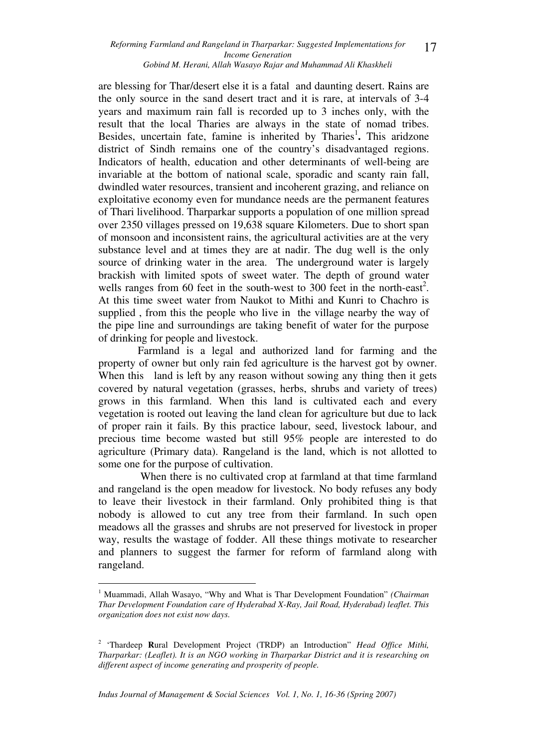are blessing for Thar/desert else it is a fatal and daunting desert. Rains are the only source in the sand desert tract and it is rare, at intervals of 3-4 years and maximum rain fall is recorded up to 3 inches only, with the result that the local Tharies are always in the state of nomad tribes. Besides, uncertain fate, famine is inherited by Tharies[1]**.** This aridzone district of Sindh remains one of the country's disadvantaged regions. Indicators of health, education and other determinants of well-being are invariable at the bottom of national scale, sporadic and scanty rain fall, dwindled water resources, transient and incoherent grazing, and reliance on exploitative economy even for mundance needs are the permanent features of Thari livelihood. Tharparkar supports a population of one million spread over 2350 villages pressed on 19,638 square Kilometers. Due to short span of monsoon and inconsistent rains, the agricultural activities are at the very substance level and at times they are at nadir. The dug well is the only source of drinking water in the area. The underground water is largely brackish with limited spots of sweet water. The depth of ground water wells ranges from 60 feet in the south-west to 300 feet in the north-east[2]. At this time sweet water from Naukot to Mithi and Kunri to Chachro is supplied , from this the people who live in the village nearby the way of the pipe line and surroundings are taking benefit of water for the purpose of drinking for people and livestock.

Farmland is a legal and authorized land for farming and the property of owner but only rain fed agriculture is the harvest got by owner. When this land is left by any reason without sowing any thing then it gets covered by natural vegetation (grasses, herbs, shrubs and variety of trees) grows in this farmland. When this land is cultivated each and every vegetation is rooted out leaving the land clean for agriculture but due to lack of proper rain it fails. By this practice labour, seed, livestock labour, and precious time become wasted but still 95% people are interested to do agriculture (Primary data). Rangeland is the land, which is not allotted to some one for the purpose of cultivation.

When there is no cultivated crop at farmland at that time farmland and rangeland is the open meadow for livestock. No body refuses any body to leave their livestock in their farmland. Only prohibited thing is that nobody is allowed to cut any tree from their farmland. In such open meadows all the grasses and shrubs are not preserved for livestock in proper way, results the wastage of fodder. All these things motivate to researcher and planners to suggest the farmer for reform of farmland along with rangeland.

---

[1] Muammadi, Allah Wasayo, "Why and What is Thar Development Foundation" *(Chairman Thar Development Foundation care of Hyderabad X-Ray, Jail Road, Hyderabad) leaflet. This organization does not exist now days.*

[2] 'Thardeep **R**ural Development Project (TRDP) an Introduction" *Head Office Mithi, Tharparkar: (Leaflet). It is an NGO working in Tharparkar District and it is researching on different aspect of income generating and prosperity of people.*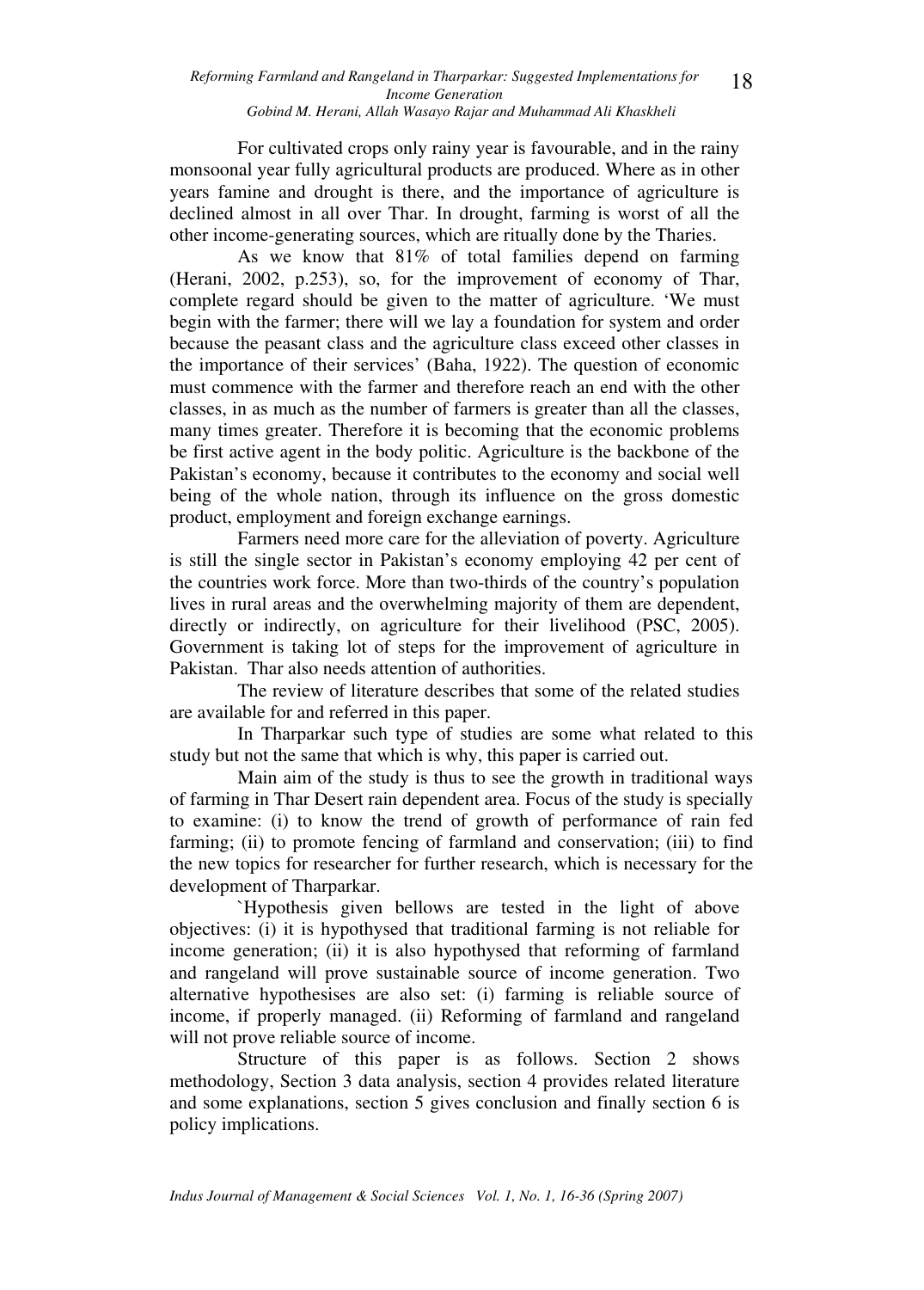For cultivated crops only rainy year is favourable, and in the rainy monsoonal year fully agricultural products are produced. Where as in other years famine and drought is there, and the importance of agriculture is declined almost in all over Thar. In drought, farming is worst of all the other income-generating sources, which are ritually done by the Tharies.

As we know that 81% of total families depend on farming (Herani, 2002, p.253), so, for the improvement of economy of Thar, complete regard should be given to the matter of agriculture. 'We must begin with the farmer; there will we lay a foundation for system and order because the peasant class and the agriculture class exceed other classes in the importance of their services' (Baha, 1922). The question of economic must commence with the farmer and therefore reach an end with the other classes, in as much as the number of farmers is greater than all the classes, many times greater. Therefore it is becoming that the economic problems be first active agent in the body politic. Agriculture is the backbone of the Pakistan's economy, because it contributes to the economy and social well being of the whole nation, through its influence on the gross domestic product, employment and foreign exchange earnings.

Farmers need more care for the alleviation of poverty. Agriculture is still the single sector in Pakistan's economy employing 42 per cent of the countries work force. More than two-thirds of the country's population lives in rural areas and the overwhelming majority of them are dependent, directly or indirectly, on agriculture for their livelihood (PSC, 2005). Government is taking lot of steps for the improvement of agriculture in Pakistan. Thar also needs attention of authorities.

The review of literature describes that some of the related studies are available for and referred in this paper.

In Tharparkar such type of studies are some what related to this study but not the same that which is why, this paper is carried out.

Main aim of the study is thus to see the growth in traditional ways of farming in Thar Desert rain dependent area. Focus of the study is specially to examine: (i) to know the trend of growth of performance of rain fed farming; (ii) to promote fencing of farmland and conservation; (iii) to find the new topics for researcher for further research, which is necessary for the development of Tharparkar.

`Hypothesis given bellows are tested in the light of above objectives: (i) it is hypothysed that traditional farming is not reliable for income generation; (ii) it is also hypothysed that reforming of farmland and rangeland will prove sustainable source of income generation. Two alternative hypothesises are also set: (i) farming is reliable source of income, if properly managed. (ii) Reforming of farmland and rangeland will not prove reliable source of income.

Structure of this paper is as follows. Section 2 shows methodology, Section 3 data analysis, section 4 provides related literature and some explanations, section 5 gives conclusion and finally section 6 is policy implications.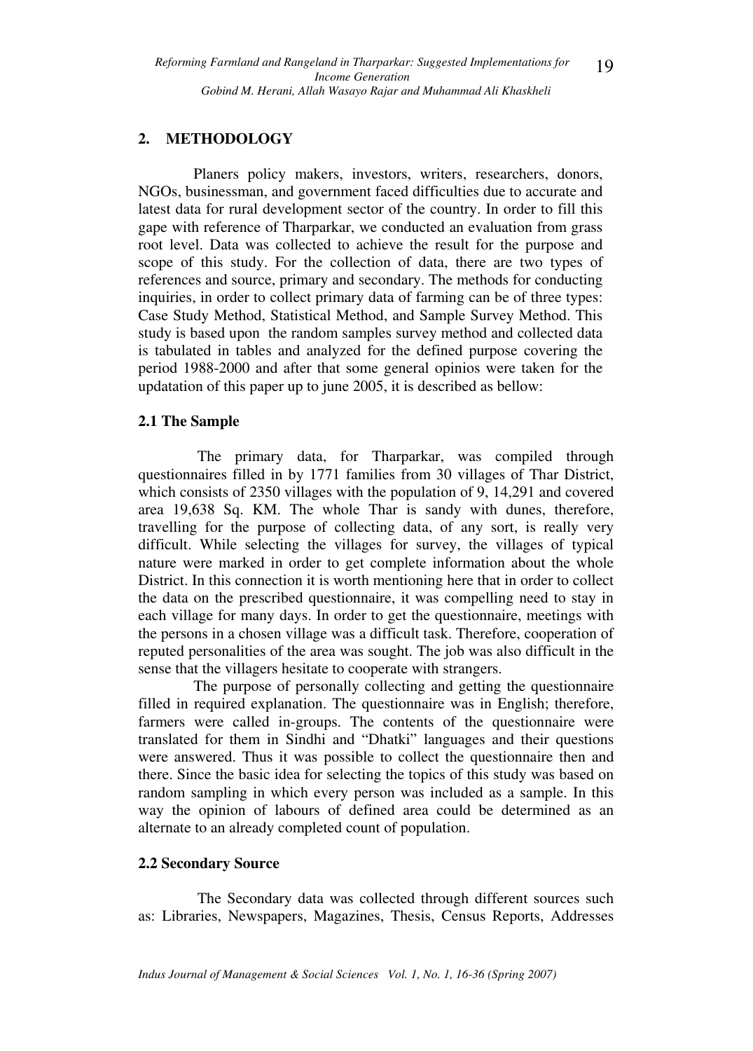## 2. METHODOLOGY

Planers policy makers, investors, writers, researchers, donors, NGOs, businessman, and government faced difficulties due to accurate and latest data for rural development sector of the country. In order to fill this gape with reference of Tharparkar, we conducted an evaluation from grass root level. Data was collected to achieve the result for the purpose and scope of this study. For the collection of data, there are two types of references and source, primary and secondary. The methods for conducting inquiries, in order to collect primary data of farming can be of three types: Case Study Method, Statistical Method, and Sample Survey Method. This study is based upon the random samples survey method and collected data is tabulated in tables and analyzed for the defined purpose covering the period 1988-2000 and after that some general opinios were taken for the updatation of this paper up to june 2005, it is described as bellow:

### 2.1 The Sample

The primary data, for Tharparkar, was compiled through questionnaires filled in by 1771 families from 30 villages of Thar District, which consists of 2350 villages with the population of 9, 14,291 and covered area 19,638 Sq. KM. The whole Thar is sandy with dunes, therefore, travelling for the purpose of collecting data, of any sort, is really very difficult. While selecting the villages for survey, the villages of typical nature were marked in order to get complete information about the whole District. In this connection it is worth mentioning here that in order to collect the data on the prescribed questionnaire, it was compelling need to stay in each village for many days. In order to get the questionnaire, meetings with the persons in a chosen village was a difficult task. Therefore, cooperation of reputed personalities of the area was sought. The job was also difficult in the sense that the villagers hesitate to cooperate with strangers.

The purpose of personally collecting and getting the questionnaire filled in required explanation. The questionnaire was in English; therefore, farmers were called in-groups. The contents of the questionnaire were translated for them in Sindhi and "Dhatki" languages and their questions were answered. Thus it was possible to collect the questionnaire then and there. Since the basic idea for selecting the topics of this study was based on random sampling in which every person was included as a sample. In this way the opinion of labours of defined area could be determined as an alternate to an already completed count of population.

### 2.2 Secondary Source

The Secondary data was collected through different sources such as: Libraries, Newspapers, Magazines, Thesis, Census Reports, Addresses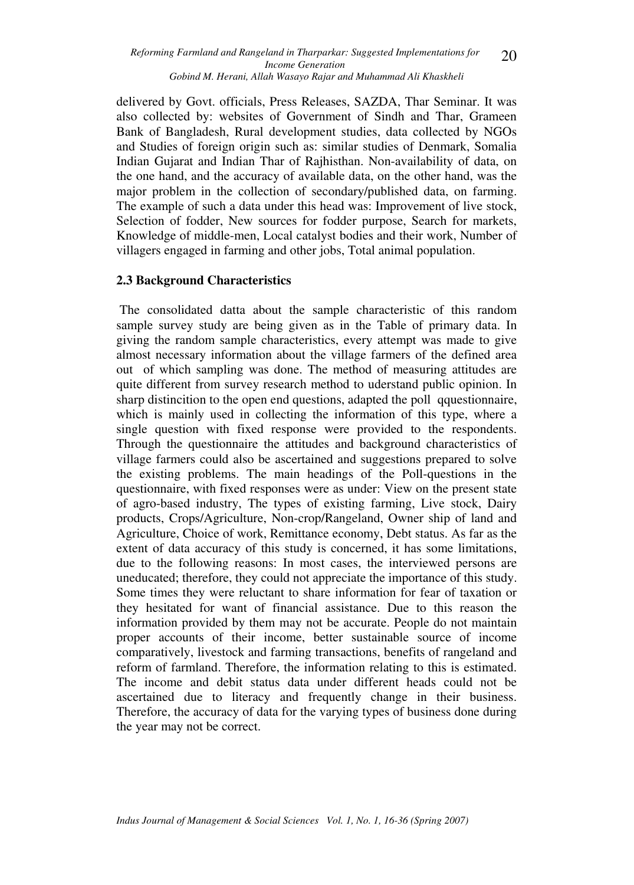delivered by Govt. officials, Press Releases, SAZDA, Thar Seminar. It was also collected by: websites of Government of Sindh and Thar, Grameen Bank of Bangladesh, Rural development studies, data collected by NGOs and Studies of foreign origin such as: similar studies of Denmark, Somalia Indian Gujarat and Indian Thar of Rajhisthan. Non-availability of data, on the one hand, and the accuracy of available data, on the other hand, was the major problem in the collection of secondary/published data, on farming. The example of such a data under this head was: Improvement of live stock, Selection of fodder, New sources for fodder purpose, Search for markets, Knowledge of middle-men, Local catalyst bodies and their work, Number of villagers engaged in farming and other jobs, Total animal population.

### 2.3 Background Characteristics

The consolidated datta about the sample characteristic of this random sample survey study are being given as in the Table of primary data. In giving the random sample characteristics, every attempt was made to give almost necessary information about the village farmers of the defined area out of which sampling was done. The method of measuring attitudes are quite different from survey research method to uderstand public opinion. In sharp distincition to the open end questions, adapted the poll qquestionnaire, which is mainly used in collecting the information of this type, where a single question with fixed response were provided to the respondents. Through the questionnaire the attitudes and background characteristics of village farmers could also be ascertained and suggestions prepared to solve the existing problems. The main headings of the Poll-questions in the questionnaire, with fixed responses were as under: View on the present state of agro-based industry, The types of existing farming, Live stock, Dairy products, Crops/Agriculture, Non-crop/Rangeland, Owner ship of land and Agriculture, Choice of work, Remittance economy, Debt status. As far as the extent of data accuracy of this study is concerned, it has some limitations, due to the following reasons: In most cases, the interviewed persons are uneducated; therefore, they could not appreciate the importance of this study. Some times they were reluctant to share information for fear of taxation or they hesitated for want of financial assistance. Due to this reason the information provided by them may not be accurate. People do not maintain proper accounts of their income, better sustainable source of income comparatively, livestock and farming transactions, benefits of rangeland and reform of farmland. Therefore, the information relating to this is estimated. The income and debit status data under different heads could not be ascertained due to literacy and frequently change in their business. Therefore, the accuracy of data for the varying types of business done during the year may not be correct.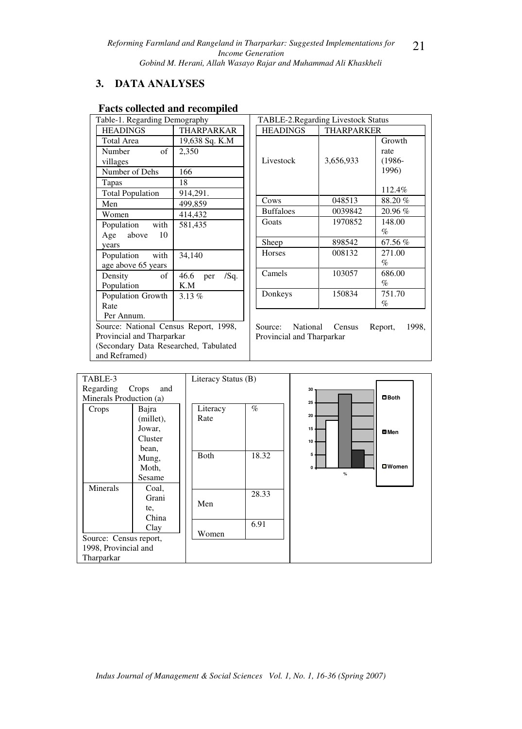## 3. DATA ANALYSES

### Facts collected and recompiled

Table-1. Regarding Demography

| HEADINGS | THARPARKAR |
|---|---|
| Total Area | 19,638 Sq. K.M |
| Number of villages | 2,350 |
| Number of Dehs | 166 |
| Tapas | 18 |
| Total Population | 914,291. |
| Men | 499,859 |
| Women | 414,432 |
| Population with Age above 10 years | 581,435 |
| Population with age above 65 years | 34,140 |
| Density of Population | 46.6 per /Sq. K.M |
| Population Growth Rate Per Annum. | 3.13 % |

Source: National Census Report, 1998, Provincial and Tharparkar
(Secondary Data Researched, Tabulated and Reframed)

TABLE-2.Regarding Livestock Status

| HEADINGS | THARPARKER | Growth rate (1986-1996) |
|---|---|---|
| Livestock | 3,656,933 | 112.4% |
| Cows | 048513 | 88.20 % |
| Buffaloes | 0039842 | 20.96 % |
| Goats | 1970852 | 148.00 % |
| Sheep | 898542 | 67.56 % |
| Horses | 008132 | 271.00 % |
| Camels | 103057 | 686.00 % |
| Donkeys | 150834 | 751.70 % |

Source: National Census Report, 1998, Provincial and Tharparkar

TABLE-3
Regarding Crops and Minerals Production (a)

| Crops | Bajra (millet), Jowar, Cluster bean, Mung, Moth, Sesame |
|---|---|
| Minerals | Coal, Granite, China Clay |

Source: Census report, 1998, Provincial and Tharparkar

Literacy Status (B)

| Literacy Rate | % |
|---|---|
| Both | 18.32 |
| Men | 28.33 |
| Women | 6.91 |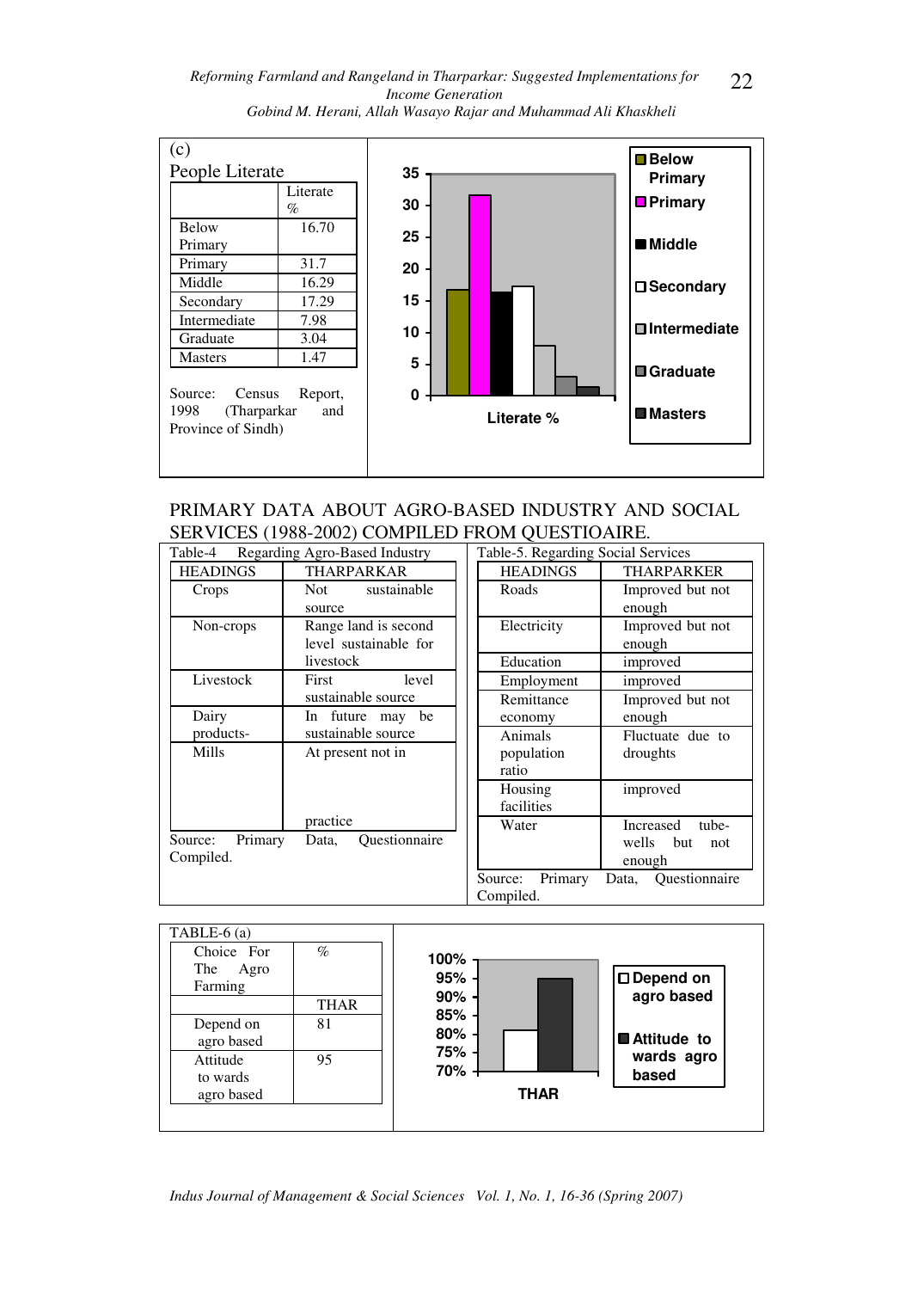(c)

People Literate

| | Literate % |
|---|---|
| Below Primary | 16.70 |
| Primary | 31.7 |
| Middle | 16.29 |
| Secondary | 17.29 |
| Intermediate | 7.98 |
| Graduate | 3.04 |
| Masters | 1.47 |

Source: Census Report, 1998 (Tharparkar and Province of Sindh)

PRIMARY DATA ABOUT AGRO-BASED INDUSTRY AND SOCIAL SERVICES (1988-2002) COMPILED FROM QUESTIOAIRE.

Table-4 Regarding Agro-Based Industry

| HEADINGS | THARPARKAR |
|---|---|
| Crops | Not sustainable source |
| Non-crops | Range land is second level sustainable for livestock |
| Livestock | First level sustainable source |
| Dairy products- | In future may be sustainable source |
| Mills | At present not in practice |

Source: Primary Data, Questionnaire Compiled.

Table-5. Regarding Social Services

| HEADINGS | THARPARKER |
|---|---|
| Roads | Improved but not enough |
| Electricity | Improved but not enough |
| Education | improved |
| Employment | improved |
| Remittance economy | Improved but not enough |
| Animals population ratio | Fluctuate due to droughts |
| Housing facilities | improved |
| Water | Increased tube-wells but not enough |

Source: Primary Data, Questionnaire Compiled.

TABLE-6 (a)

| Choice For The Agro Farming | % |
|---|---|
| | THAR |
| Depend on agro based | 81 |
| Attitude to wards agro based | 95 |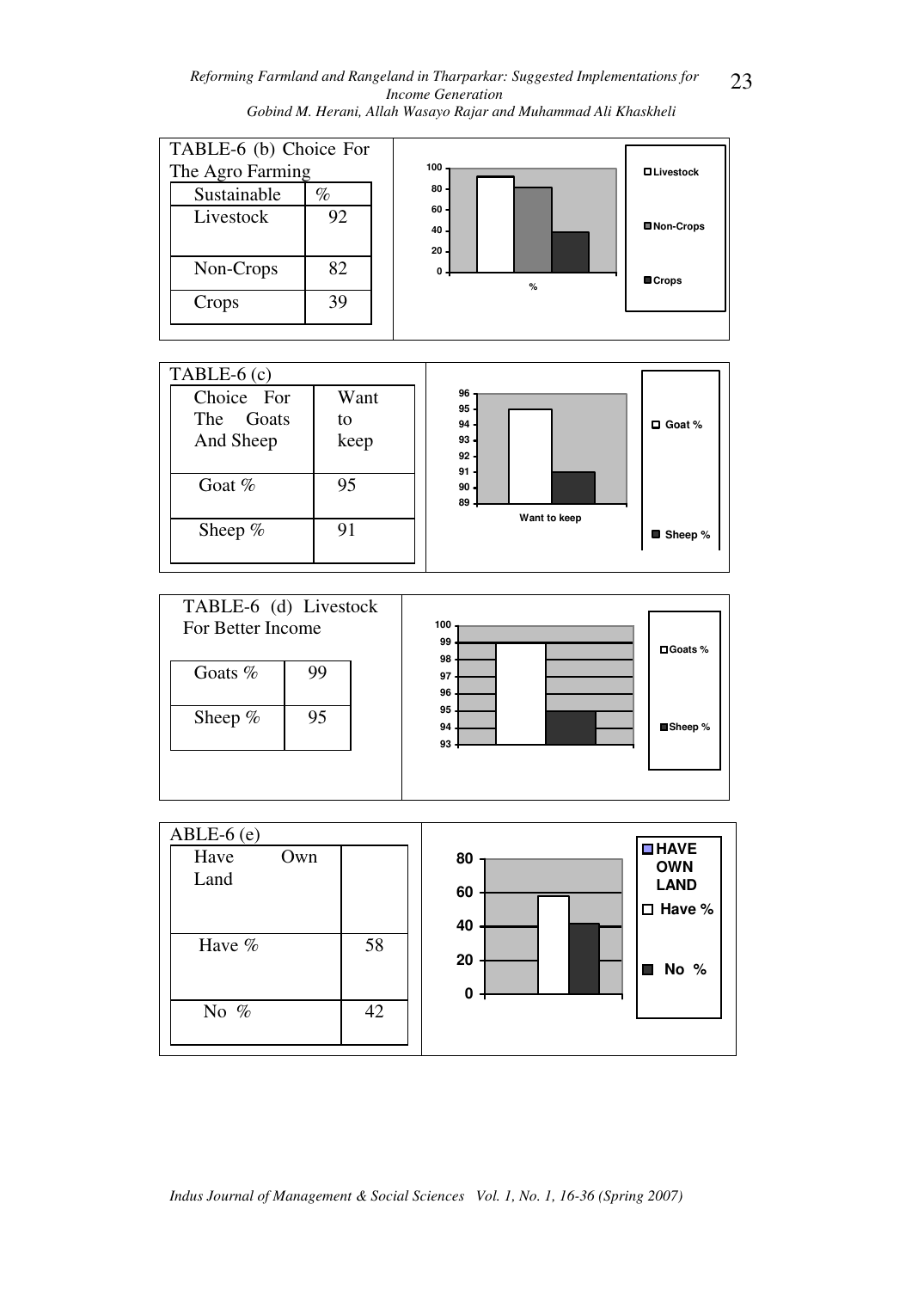TABLE-6 (b) Choice For The Agro Farming

| Sustainable | % |
|---|---|
| Livestock | 92 |
| Non-Crops | 82 |
| Crops | 39 |

TABLE-6 (c)

| Choice For The Goats And Sheep | Want to keep |
|---|---|
| Goat % | 95 |
| Sheep % | 91 |

TABLE-6 (d) Livestock For Better Income

| Goats % | 99 |
|---|---|
| Sheep % | 95 |

ABLE-6 (e)

| Have Own Land | |
|---|---|
| Have % | 58 |
| No % | 42 |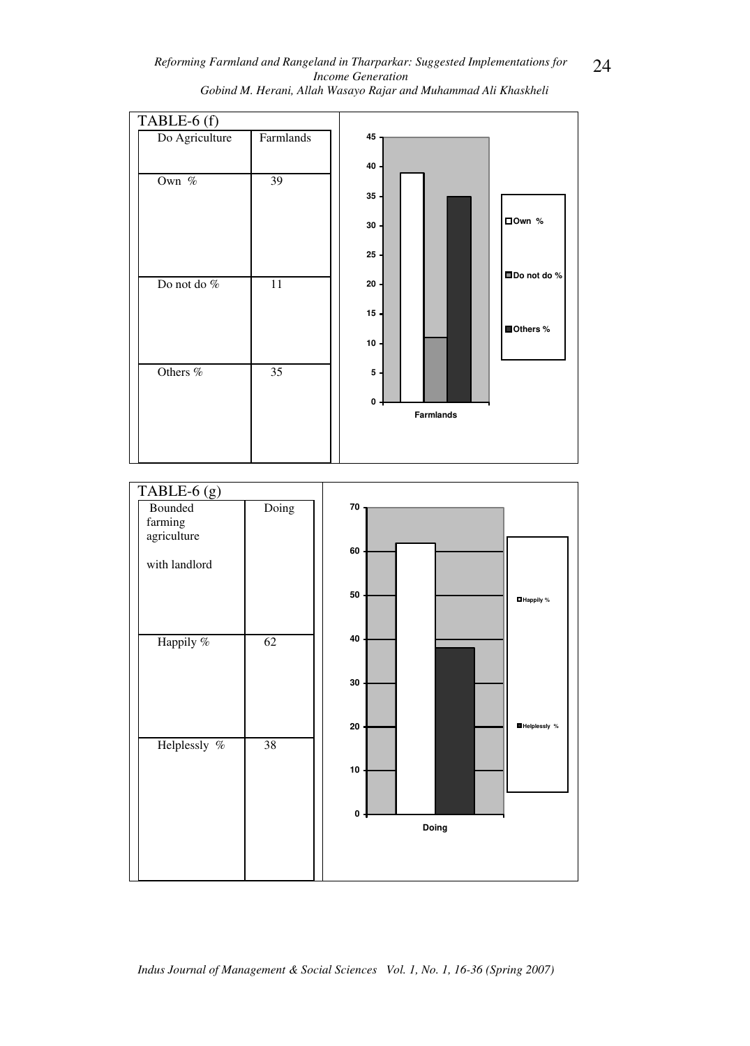TABLE-6 (f)

| Do Agriculture | Farmlands |
|---|---|
| Own % | 39 |
| Do not do % | 11 |
| Others % | 35 |

TABLE-6 (g)

| Bounded farming agriculture with landlord | Doing |
|---|---|
| Happily % | 62 |
| Helplessly % | 38 |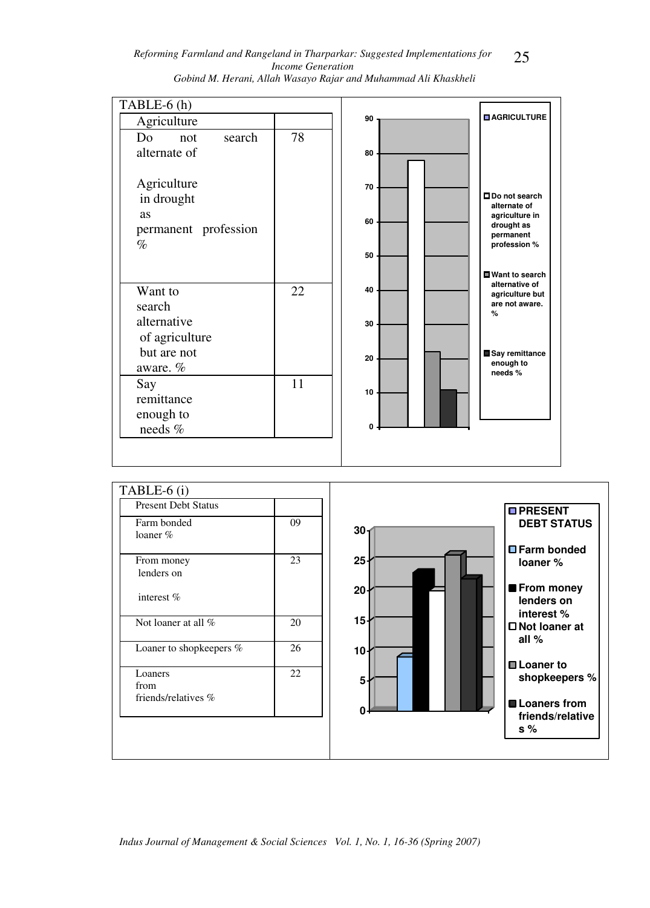TABLE-6 (h)

| Agriculture | |
|---|---|
| Do not search alternate of Agriculture in drought as permanent profession % | 78 |
| Want to search alternative of agriculture but are not aware. % | 22 |
| Say remittance enough to needs % | 11 |

TABLE-6 (i)

| Present Debt Status | |
|---|---|
| Farm bonded loaner % | 09 |
| From money lenders on interest % | 23 |
| Not loaner at all % | 20 |
| Loaner to shopkeepers % | 26 |
| Loaners from friends/relatives % | 22 |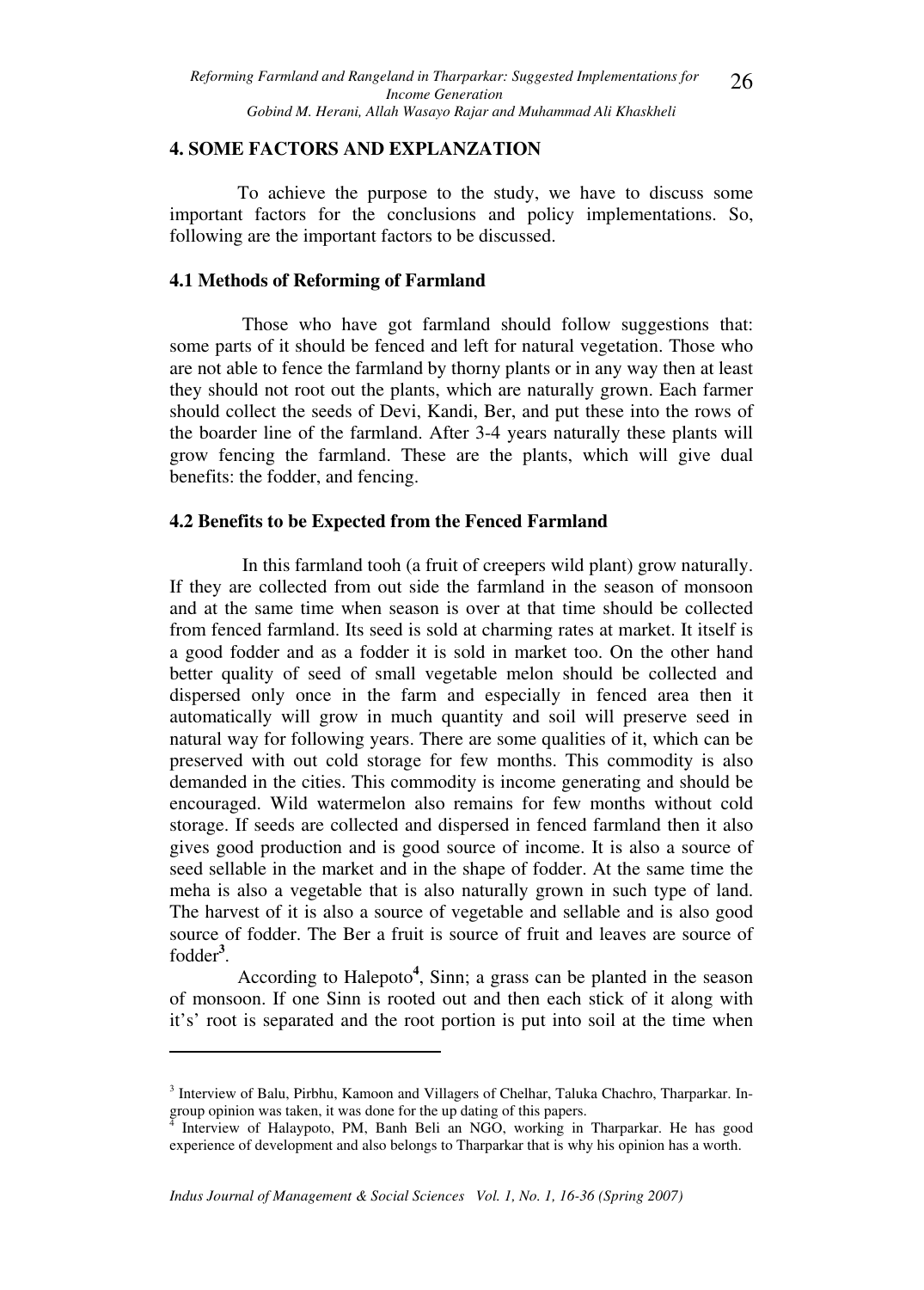## 4. SOME FACTORS AND EXPLANZATION

To achieve the purpose to the study, we have to discuss some important factors for the conclusions and policy implementations. So, following are the important factors to be discussed.

### 4.1 Methods of Reforming of Farmland

Those who have got farmland should follow suggestions that: some parts of it should be fenced and left for natural vegetation. Those who are not able to fence the farmland by thorny plants or in any way then at least they should not root out the plants, which are naturally grown. Each farmer should collect the seeds of Devi, Kandi, Ber, and put these into the rows of the boarder line of the farmland. After 3-4 years naturally these plants will grow fencing the farmland. These are the plants, which will give dual benefits: the fodder, and fencing.

### 4.2 Benefits to be Expected from the Fenced Farmland

In this farmland tooh (a fruit of creepers wild plant) grow naturally. If they are collected from out side the farmland in the season of monsoon and at the same time when season is over at that time should be collected from fenced farmland. Its seed is sold at charming rates at market. It itself is a good fodder and as a fodder it is sold in market too. On the other hand better quality of seed of small vegetable melon should be collected and dispersed only once in the farm and especially in fenced area then it automatically will grow in much quantity and soil will preserve seed in natural way for following years. There are some qualities of it, which can be preserved with out cold storage for few months. This commodity is also demanded in the cities. This commodity is income generating and should be encouraged. Wild watermelon also remains for few months without cold storage. If seeds are collected and dispersed in fenced farmland then it also gives good production and is good source of income. It is also a source of seed sellable in the market and in the shape of fodder. At the same time the meha is also a vegetable that is also naturally grown in such type of land. The harvest of it is also a source of vegetable and sellable and is also good source of fodder. The Ber a fruit is source of fruit and leaves are source of fodder[3].

According to Halepoto[4], Sinn; a grass can be planted in the season of monsoon. If one Sinn is rooted out and then each stick of it along with it's' root is separated and the root portion is put into soil at the time when

---

[3] Interview of Balu, Pirbhu, Kamoon and Villagers of Chelhar, Taluka Chachro, Tharparkar. In-group opinion was taken, it was done for the up dating of this papers.

[4] Interview of Halaypoto, PM, Banh Beli an NGO, working in Tharparkar. He has good experience of development and also belongs to Tharparkar that is why his opinion has a worth.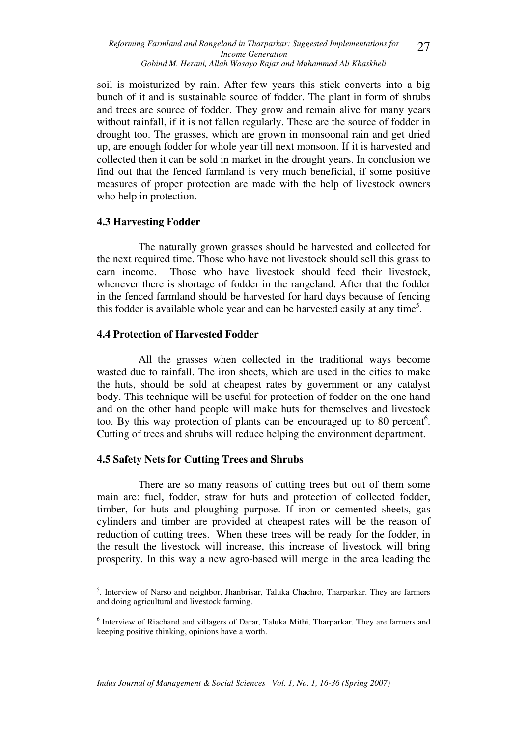soil is moisturized by rain. After few years this stick converts into a big bunch of it and is sustainable source of fodder. The plant in form of shrubs and trees are source of fodder. They grow and remain alive for many years without rainfall, if it is not fallen regularly. These are the source of fodder in drought too. The grasses, which are grown in monsoonal rain and get dried up, are enough fodder for whole year till next monsoon. If it is harvested and collected then it can be sold in market in the drought years. In conclusion we find out that the fenced farmland is very much beneficial, if some positive measures of proper protection are made with the help of livestock owners who help in protection.

### 4.3 Harvesting Fodder

The naturally grown grasses should be harvested and collected for the next required time. Those who have not livestock should sell this grass to earn income. Those who have livestock should feed their livestock, whenever there is shortage of fodder in the rangeland. After that the fodder in the fenced farmland should be harvested for hard days because of fencing this fodder is available whole year and can be harvested easily at any time[5].

### 4.4 Protection of Harvested Fodder

All the grasses when collected in the traditional ways become wasted due to rainfall. The iron sheets, which are used in the cities to make the huts, should be sold at cheapest rates by government or any catalyst body. This technique will be useful for protection of fodder on the one hand and on the other hand people will make huts for themselves and livestock too. By this way protection of plants can be encouraged up to 80 percent[6]. Cutting of trees and shrubs will reduce helping the environment department.

### 4.5 Safety Nets for Cutting Trees and Shrubs

There are so many reasons of cutting trees but out of them some main are: fuel, fodder, straw for huts and protection of collected fodder, timber, for huts and ploughing purpose. If iron or cemented sheets, gas cylinders and timber are provided at cheapest rates will be the reason of reduction of cutting trees. When these trees will be ready for the fodder, in the result the livestock will increase, this increase of livestock will bring prosperity. In this way a new agro-based will merge in the area leading the

---

[5]. Interview of Narso and neighbor, Jhanbrisar, Taluka Chachro, Tharparkar. They are farmers and doing agricultural and livestock farming.

[6] Interview of Riachand and villagers of Darar, Taluka Mithi, Tharparkar. They are farmers and keeping positive thinking, opinions have a worth.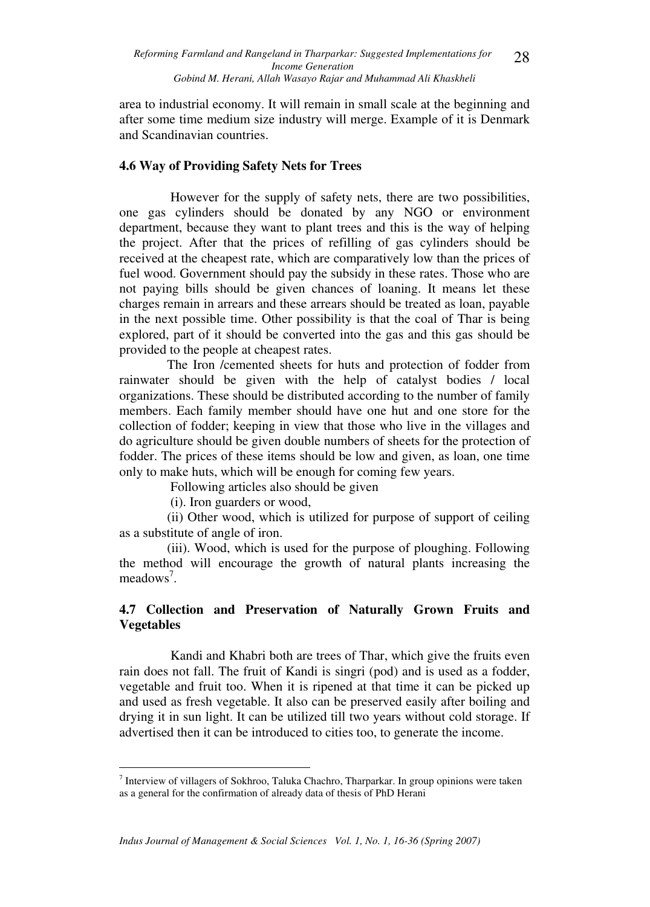area to industrial economy. It will remain in small scale at the beginning and after some time medium size industry will merge. Example of it is Denmark and Scandinavian countries.

### 4.6 Way of Providing Safety Nets for Trees

However for the supply of safety nets, there are two possibilities, one gas cylinders should be donated by any NGO or environment department, because they want to plant trees and this is the way of helping the project. After that the prices of refilling of gas cylinders should be received at the cheapest rate, which are comparatively low than the prices of fuel wood. Government should pay the subsidy in these rates. Those who are not paying bills should be given chances of loaning. It means let these charges remain in arrears and these arrears should be treated as loan, payable in the next possible time. Other possibility is that the coal of Thar is being explored, part of it should be converted into the gas and this gas should be provided to the people at cheapest rates.

The Iron /cemented sheets for huts and protection of fodder from rainwater should be given with the help of catalyst bodies / local organizations. These should be distributed according to the number of family members. Each family member should have one hut and one store for the collection of fodder; keeping in view that those who live in the villages and do agriculture should be given double numbers of sheets for the protection of fodder. The prices of these items should be low and given, as loan, one time only to make huts, which will be enough for coming few years.

Following articles also should be given

(i). Iron guarders or wood,

(ii) Other wood, which is utilized for purpose of support of ceiling as a substitute of angle of iron.

(iii). Wood, which is used for the purpose of ploughing. Following the method will encourage the growth of natural plants increasing the meadows[7].

### 4.7 Collection and Preservation of Naturally Grown Fruits and Vegetables

Kandi and Khabri both are trees of Thar, which give the fruits even rain does not fall. The fruit of Kandi is singri (pod) and is used as a fodder, vegetable and fruit too. When it is ripened at that time it can be picked up and used as fresh vegetable. It also can be preserved easily after boiling and drying it in sun light. It can be utilized till two years without cold storage. If advertised then it can be introduced to cities too, to generate the income.

---

[7] Interview of villagers of Sokhroo, Taluka Chachro, Tharparkar. In group opinions were taken as a general for the confirmation of already data of thesis of PhD Herani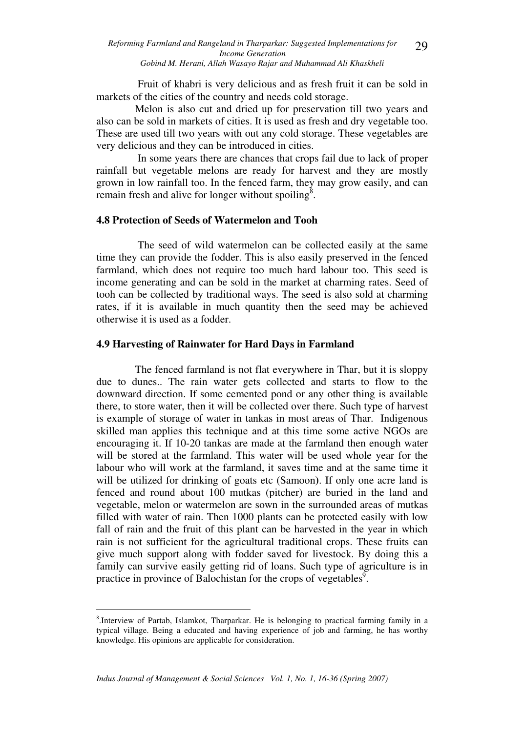Fruit of khabri is very delicious and as fresh fruit it can be sold in markets of the cities of the country and needs cold storage.

Melon is also cut and dried up for preservation till two years and also can be sold in markets of cities. It is used as fresh and dry vegetable too. These are used till two years with out any cold storage. These vegetables are very delicious and they can be introduced in cities.

In some years there are chances that crops fail due to lack of proper rainfall but vegetable melons are ready for harvest and they are mostly grown in low rainfall too. In the fenced farm, they may grow easily, and can remain fresh and alive for longer without spoiling[8].

### 4.8 Protection of Seeds of Watermelon and Tooh

The seed of wild watermelon can be collected easily at the same time they can provide the fodder. This is also easily preserved in the fenced farmland, which does not require too much hard labour too. This seed is income generating and can be sold in the market at charming rates. Seed of tooh can be collected by traditional ways. The seed is also sold at charming rates, if it is available in much quantity then the seed may be achieved otherwise it is used as a fodder.

### 4.9 Harvesting of Rainwater for Hard Days in Farmland

The fenced farmland is not flat everywhere in Thar, but it is sloppy due to dunes.. The rain water gets collected and starts to flow to the downward direction. If some cemented pond or any other thing is available there, to store water, then it will be collected over there. Such type of harvest is example of storage of water in tankas in most areas of Thar. Indigenous skilled man applies this technique and at this time some active NGOs are encouraging it. If 10-20 tankas are made at the farmland then enough water will be stored at the farmland. This water will be used whole year for the labour who will work at the farmland, it saves time and at the same time it will be utilized for drinking of goats etc (Samoon). If only one acre land is fenced and round about 100 mutkas (pitcher) are buried in the land and vegetable, melon or watermelon are sown in the surrounded areas of mutkas filled with water of rain. Then 1000 plants can be protected easily with low fall of rain and the fruit of this plant can be harvested in the year in which rain is not sufficient for the agricultural traditional crops. These fruits can give much support along with fodder saved for livestock. By doing this a family can survive easily getting rid of loans. Such type of agriculture is in practice in province of Balochistan for the crops of vegetables[9].

---

[8].Interview of Partab, Islamkot, Tharparkar. He is belonging to practical farming family in a typical village. Being a educated and having experience of job and farming, he has worthy knowledge. His opinions are applicable for consideration.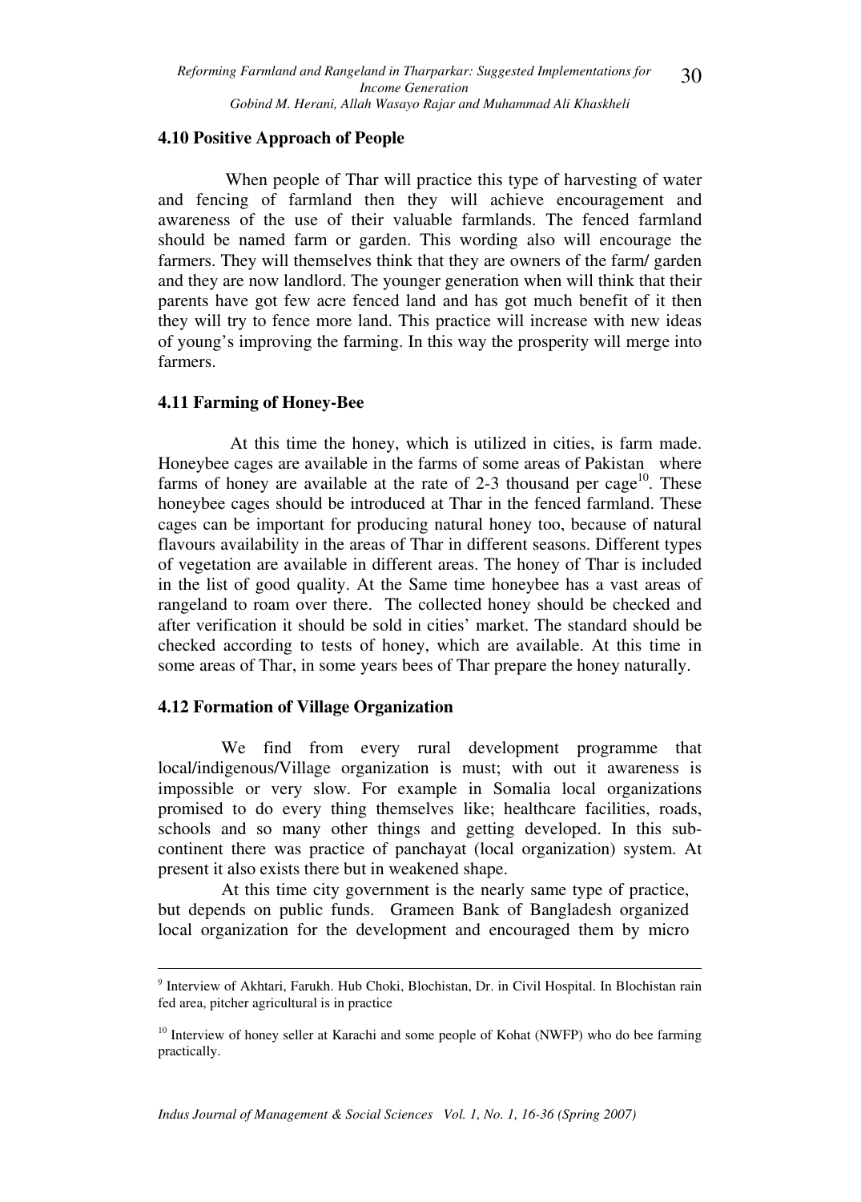### 4.10 Positive Approach of People

When people of Thar will practice this type of harvesting of water and fencing of farmland then they will achieve encouragement and awareness of the use of their valuable farmlands. The fenced farmland should be named farm or garden. This wording also will encourage the farmers. They will themselves think that they are owners of the farm/ garden and they are now landlord. The younger generation when will think that their parents have got few acre fenced land and has got much benefit of it then they will try to fence more land. This practice will increase with new ideas of young's improving the farming. In this way the prosperity will merge into farmers.

### 4.11 Farming of Honey-Bee

At this time the honey, which is utilized in cities, is farm made. Honeybee cages are available in the farms of some areas of Pakistan where farms of honey are available at the rate of 2-3 thousand per cage[10]. These honeybee cages should be introduced at Thar in the fenced farmland. These cages can be important for producing natural honey too, because of natural flavours availability in the areas of Thar in different seasons. Different types of vegetation are available in different areas. The honey of Thar is included in the list of good quality. At the Same time honeybee has a vast areas of rangeland to roam over there. The collected honey should be checked and after verification it should be sold in cities' market. The standard should be checked according to tests of honey, which are available. At this time in some areas of Thar, in some years bees of Thar prepare the honey naturally.

### 4.12 Formation of Village Organization

We find from every rural development programme that local/indigenous/Village organization is must; with out it awareness is impossible or very slow. For example in Somalia local organizations promised to do every thing themselves like; healthcare facilities, roads, schools and so many other things and getting developed. In this sub-continent there was practice of panchayat (local organization) system. At present it also exists there but in weakened shape.

At this time city government is the nearly same type of practice, but depends on public funds. Grameen Bank of Bangladesh organized local organization for the development and encouraged them by micro

---

[9] Interview of Akhtari, Farukh. Hub Choki, Blochistan, Dr. in Civil Hospital. In Blochistan rain fed area, pitcher agricultural is in practice

[10] Interview of honey seller at Karachi and some people of Kohat (NWFP) who do bee farming practically.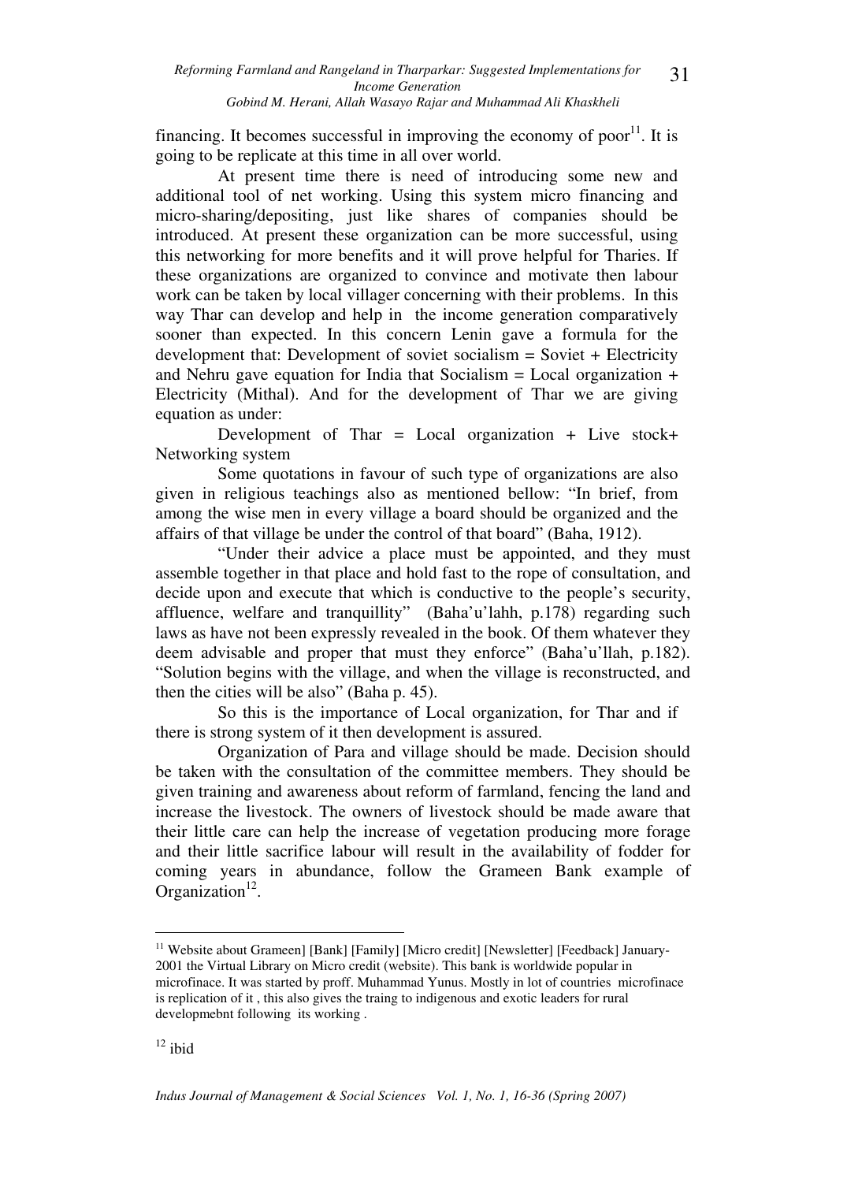financing. It becomes successful in improving the economy of poor[11]. It is going to be replicate at this time in all over world.

At present time there is need of introducing some new and additional tool of net working. Using this system micro financing and micro-sharing/depositing, just like shares of companies should be introduced. At present these organization can be more successful, using this networking for more benefits and it will prove helpful for Tharies. If these organizations are organized to convince and motivate then labour work can be taken by local villager concerning with their problems. In this way Thar can develop and help in the income generation comparatively sooner than expected. In this concern Lenin gave a formula for the development that: Development of soviet socialism = Soviet + Electricity and Nehru gave equation for India that Socialism = Local organization + Electricity (Mithal). And for the development of Thar we are giving equation as under:

Development of Thar = Local organization + Live stock+ Networking system

Some quotations in favour of such type of organizations are also given in religious teachings also as mentioned bellow: "In brief, from among the wise men in every village a board should be organized and the affairs of that village be under the control of that board" (Baha, 1912).

"Under their advice a place must be appointed, and they must assemble together in that place and hold fast to the rope of consultation, and decide upon and execute that which is conductive to the people's security, affluence, welfare and tranquillity" (Baha'u'lahh, p.178) regarding such laws as have not been expressly revealed in the book. Of them whatever they deem advisable and proper that must they enforce" (Baha'u'llah, p.182). "Solution begins with the village, and when the village is reconstructed, and then the cities will be also" (Baha p. 45).

So this is the importance of Local organization, for Thar and if there is strong system of it then development is assured.

Organization of Para and village should be made. Decision should be taken with the consultation of the committee members. They should be given training and awareness about reform of farmland, fencing the land and increase the livestock. The owners of livestock should be made aware that their little care can help the increase of vegetation producing more forage and their little sacrifice labour will result in the availability of fodder for coming years in abundance, follow the Grameen Bank example of Organization[12].

---

[11] Website about Grameen] [Bank] [Family] [Micro credit] [Newsletter] [Feedback] January-2001 the Virtual Library on Micro credit (website). This bank is worldwide popular in microfinace. It was started by proff. Muhammad Yunus. Mostly in lot of countries microfinace is replication of it , this also gives the traing to indigenous and exotic leaders for rural developmebnt following its working .

[12] ibid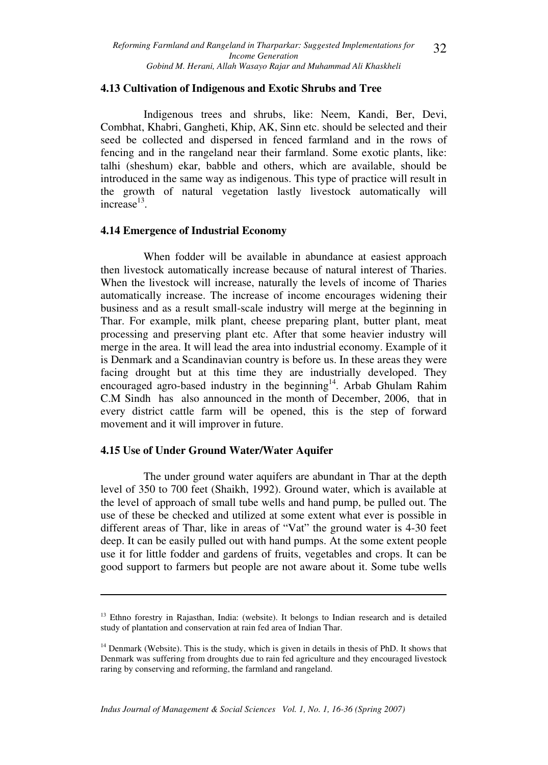### 4.13 Cultivation of Indigenous and Exotic Shrubs and Tree

Indigenous trees and shrubs, like: Neem, Kandi, Ber, Devi, Combhat, Khabri, Gangheti, Khip, AK, Sinn etc. should be selected and their seed be collected and dispersed in fenced farmland and in the rows of fencing and in the rangeland near their farmland. Some exotic plants, like: talhi (sheshum) ekar, babble and others, which are available, should be introduced in the same way as indigenous. This type of practice will result in the growth of natural vegetation lastly livestock automatically will increase[13].

### 4.14 Emergence of Industrial Economy

When fodder will be available in abundance at easiest approach then livestock automatically increase because of natural interest of Tharies. When the livestock will increase, naturally the levels of income of Tharies automatically increase. The increase of income encourages widening their business and as a result small-scale industry will merge at the beginning in Thar. For example, milk plant, cheese preparing plant, butter plant, meat processing and preserving plant etc. After that some heavier industry will merge in the area. It will lead the area into industrial economy. Example of it is Denmark and a Scandinavian country is before us. In these areas they were facing drought but at this time they are industrially developed. They encouraged agro-based industry in the beginning[14]. Arbab Ghulam Rahim C.M Sindh has also announced in the month of December, 2006, that in every district cattle farm will be opened, this is the step of forward movement and it will improver in future.

### 4.15 Use of Under Ground Water/Water Aquifer

The under ground water aquifers are abundant in Thar at the depth level of 350 to 700 feet (Shaikh, 1992). Ground water, which is available at the level of approach of small tube wells and hand pump, be pulled out. The use of these be checked and utilized at some extent what ever is possible in different areas of Thar, like in areas of "Vat" the ground water is 4-30 feet deep. It can be easily pulled out with hand pumps. At the some extent people use it for little fodder and gardens of fruits, vegetables and crops. It can be good support to farmers but people are not aware about it. Some tube wells

---

[13] Ethno forestry in Rajasthan, India: (website). It belongs to Indian research and is detailed study of plantation and conservation at rain fed area of Indian Thar.

[14] Denmark (Website). This is the study, which is given in details in thesis of PhD. It shows that Denmark was suffering from droughts due to rain fed agriculture and they encouraged livestock raring by conserving and reforming, the farmland and rangeland.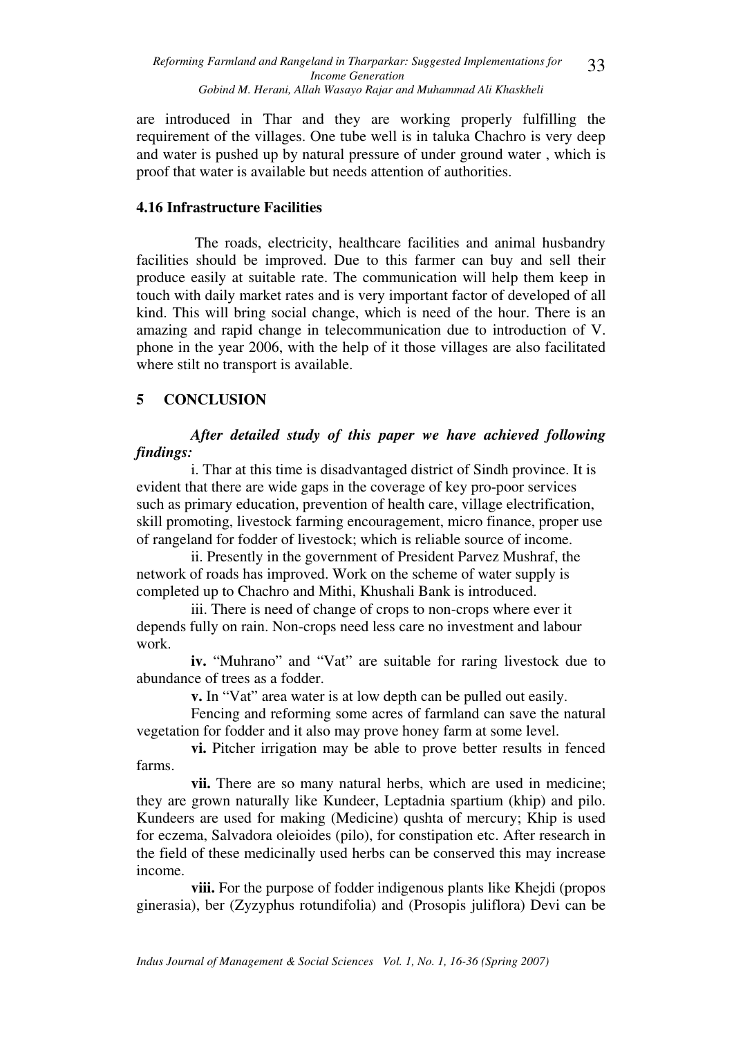are introduced in Thar and they are working properly fulfilling the requirement of the villages. One tube well is in taluka Chachro is very deep and water is pushed up by natural pressure of under ground water , which is proof that water is available but needs attention of authorities.

### 4.16 Infrastructure Facilities

The roads, electricity, healthcare facilities and animal husbandry facilities should be improved. Due to this farmer can buy and sell their produce easily at suitable rate. The communication will help them keep in touch with daily market rates and is very important factor of developed of all kind. This will bring social change, which is need of the hour. There is an amazing and rapid change in telecommunication due to introduction of V. phone in the year 2006, with the help of it those villages are also facilitated where stilt no transport is available.

## 5 CONCLUSION

***After detailed study of this paper we have achieved following findings:***

i. Thar at this time is disadvantaged district of Sindh province. It is evident that there are wide gaps in the coverage of key pro-poor services such as primary education, prevention of health care, village electrification, skill promoting, livestock farming encouragement, micro finance, proper use of rangeland for fodder of livestock; which is reliable source of income.

ii. Presently in the government of President Parvez Mushraf, the network of roads has improved. Work on the scheme of water supply is completed up to Chachro and Mithi, Khushali Bank is introduced.

iii. There is need of change of crops to non-crops where ever it depends fully on rain. Non-crops need less care no investment and labour work.

**iv.** "Muhrano" and "Vat" are suitable for raring livestock due to abundance of trees as a fodder.

**v.** In "Vat" area water is at low depth can be pulled out easily.

Fencing and reforming some acres of farmland can save the natural vegetation for fodder and it also may prove honey farm at some level.

**vi.** Pitcher irrigation may be able to prove better results in fenced farms.

**vii.** There are so many natural herbs, which are used in medicine; they are grown naturally like Kundeer, Leptadnia spartium (khip) and pilo. Kundeers are used for making (Medicine) qushta of mercury; Khip is used for eczema, Salvadora oleioides (pilo), for constipation etc. After research in the field of these medicinally used herbs can be conserved this may increase income.

**viii.** For the purpose of fodder indigenous plants like Khejdi (propos ginerasia), ber (Zyzyphus rotundifolia) and (Prosopis juliflora) Devi can be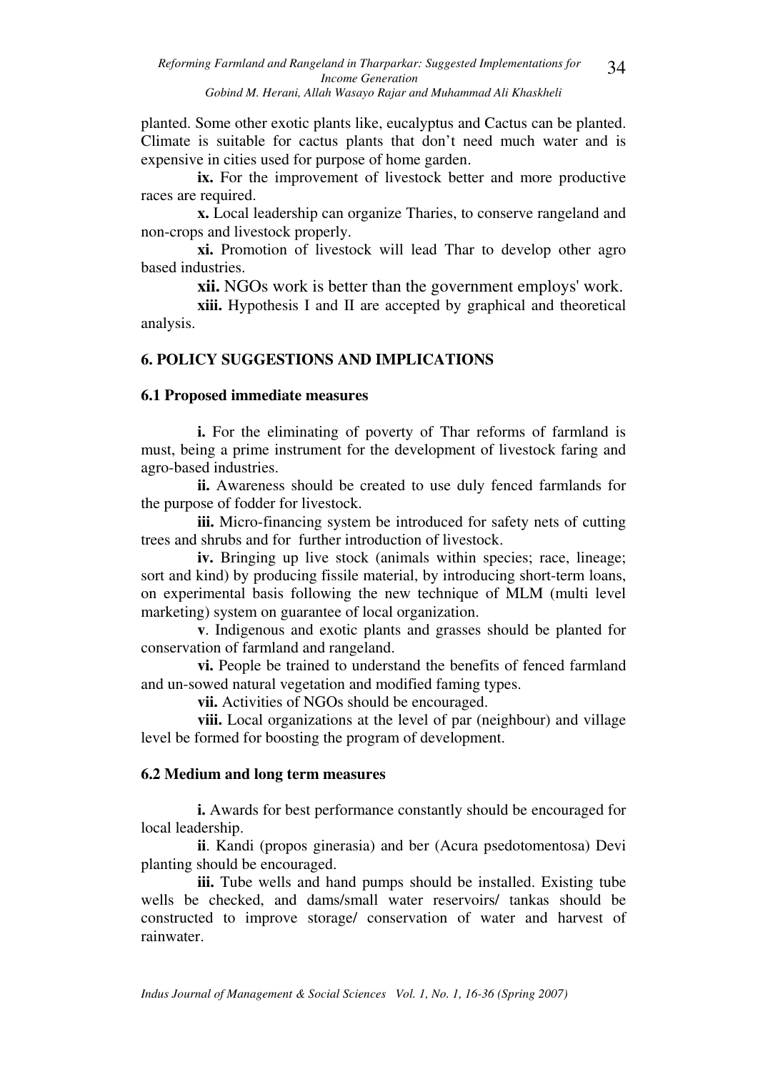planted. Some other exotic plants like, eucalyptus and Cactus can be planted. Climate is suitable for cactus plants that don't need much water and is expensive in cities used for purpose of home garden.

**ix.** For the improvement of livestock better and more productive races are required.

**x.** Local leadership can organize Tharies, to conserve rangeland and non-crops and livestock properly.

**xi.** Promotion of livestock will lead Thar to develop other agro based industries.

**xii.** NGOs work is better than the government employs' work.

**xiii.** Hypothesis I and II are accepted by graphical and theoretical analysis.

## 6. POLICY SUGGESTIONS AND IMPLICATIONS

### 6.1 Proposed immediate measures

**i.** For the eliminating of poverty of Thar reforms of farmland is must, being a prime instrument for the development of livestock faring and agro-based industries.

**ii.** Awareness should be created to use duly fenced farmlands for the purpose of fodder for livestock.

**iii.** Micro-financing system be introduced for safety nets of cutting trees and shrubs and for further introduction of livestock.

**iv.** Bringing up live stock (animals within species; race, lineage; sort and kind) by producing fissile material, by introducing short-term loans, on experimental basis following the new technique of MLM (multi level marketing) system on guarantee of local organization.

**v**. Indigenous and exotic plants and grasses should be planted for conservation of farmland and rangeland.

**vi.** People be trained to understand the benefits of fenced farmland and un-sowed natural vegetation and modified faming types.

**vii.** Activities of NGOs should be encouraged.

**viii.** Local organizations at the level of par (neighbour) and village level be formed for boosting the program of development.

### 6.2 Medium and long term measures

**i.** Awards for best performance constantly should be encouraged for local leadership.

**ii**. Kandi (propos ginerasia) and ber (Acura psedotomentosa) Devi planting should be encouraged.

**iii.** Tube wells and hand pumps should be installed. Existing tube wells be checked, and dams/small water reservoirs/ tankas should be constructed to improve storage/ conservation of water and harvest of rainwater.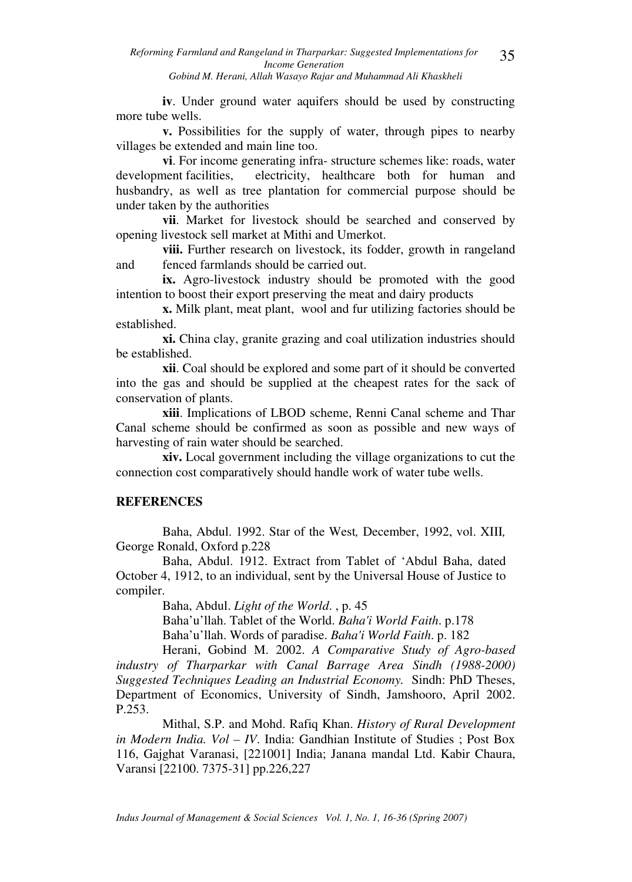**iv**. Under ground water aquifers should be used by constructing more tube wells.

**v.** Possibilities for the supply of water, through pipes to nearby villages be extended and main line too.

**vi**. For income generating infra- structure schemes like: roads, water development facilities, electricity, healthcare both for human and husbandry, as well as tree plantation for commercial purpose should be under taken by the authorities

**vii**. Market for livestock should be searched and conserved by opening livestock sell market at Mithi and Umerkot.

**viii.** Further research on livestock, its fodder, growth in rangeland and fenced farmlands should be carried out.

**ix.** Agro-livestock industry should be promoted with the good intention to boost their export preserving the meat and dairy products

**x.** Milk plant, meat plant, wool and fur utilizing factories should be established.

**xi.** China clay, granite grazing and coal utilization industries should be established.

**xii**. Coal should be explored and some part of it should be converted into the gas and should be supplied at the cheapest rates for the sack of conservation of plants.

**xiii**. Implications of LBOD scheme, Renni Canal scheme and Thar Canal scheme should be confirmed as soon as possible and new ways of harvesting of rain water should be searched.

**xiv.** Local government including the village organizations to cut the connection cost comparatively should handle work of water tube wells.

## REFERENCES

Baha, Abdul. 1992. Star of the West*,* December, 1992, vol. XIII*,* George Ronald, Oxford p.228

Baha, Abdul. 1912. Extract from Tablet of 'Abdul Baha, dated October 4, 1912, to an individual, sent by the Universal House of Justice to compiler.

Baha, Abdul. *Light of the World*. , p. 45

Baha'u'llah. Tablet of the World. *Baha'i World Faith*. p.178

Baha'u'llah. Words of paradise. *Baha'i World Faith*. p. 182

Herani, Gobind M. 2002. *A Comparative Study of Agro-based industry of Tharparkar with Canal Barrage Area Sindh (1988-2000) Suggested Techniques Leading an Industrial Economy.* Sindh: PhD Theses, Department of Economics, University of Sindh, Jamshooro, April 2002. P.253.

Mithal, S.P. and Mohd. Rafiq Khan. *History of Rural Development in Modern India. Vol – IV*. India: Gandhian Institute of Studies ; Post Box 116, Gajghat Varanasi, [221001] India; Janana mandal Ltd. Kabir Chaura, Varansi [22100. 7375-31] pp.226,227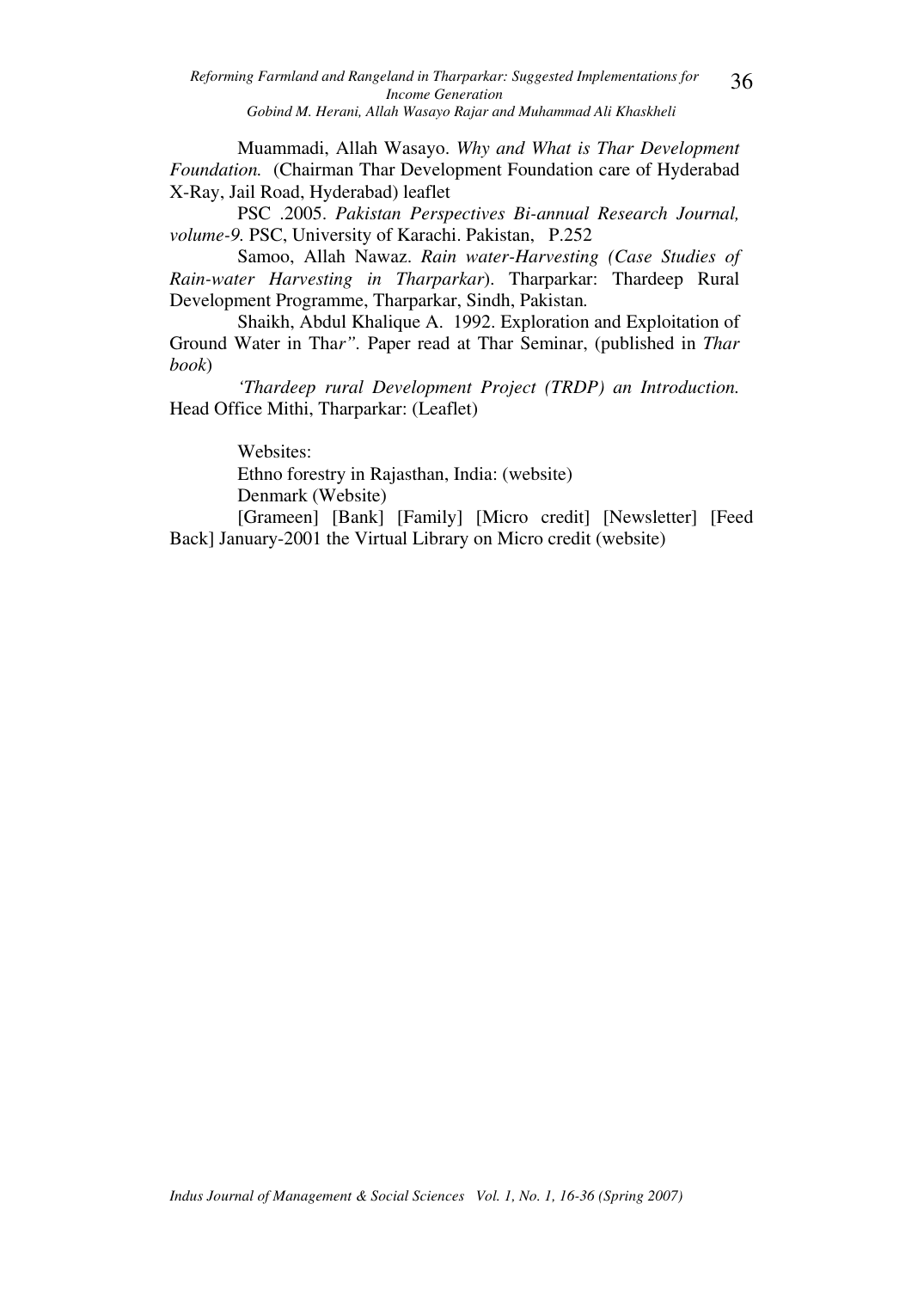Muammadi, Allah Wasayo. *Why and What is Thar Development Foundation.* (Chairman Thar Development Foundation care of Hyderabad X-Ray, Jail Road, Hyderabad) leaflet

PSC .2005. *Pakistan Perspectives Bi-annual Research Journal, volume-9.* PSC, University of Karachi. Pakistan, P.252

Samoo, Allah Nawaz. *Rain water-Harvesting (Case Studies of Rain-water Harvesting in Tharparkar*). Tharparkar: Thardeep Rural Development Programme, Tharparkar, Sindh, Pakistan*.*

Shaikh, Abdul Khalique A. 1992. Exploration and Exploitation of Ground Water in Tha*r".* Paper read at Thar Seminar, (published in *Thar book*)

*'Thardeep rural Development Project (TRDP) an Introduction.* Head Office Mithi, Tharparkar: (Leaflet)

Websites:

Ethno forestry in Rajasthan, India: (website)

Denmark (Website)

[Grameen] [Bank] [Family] [Micro credit] [Newsletter] [Feed Back] January-2001 the Virtual Library on Micro credit (website)